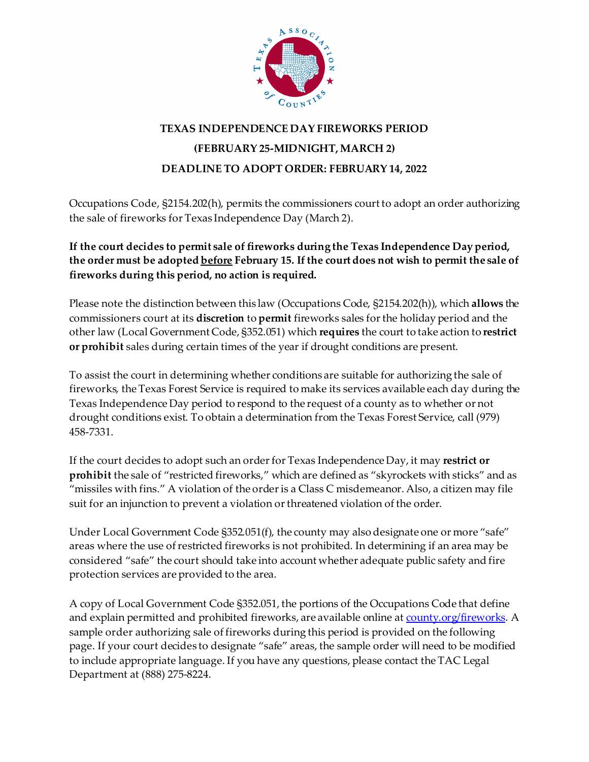# TEXAS INDEPENDENCE DAY FIREWORKS PERIOD

## (FEBRUARY 25-MIDNIGHT, MARCH 2)

## DEADLINE TO ADOPT ORDER: FEBRUARY 14, 2022

Occupations Code, §2154.202(h), permits the commissioners court to adopt an order authorizing the sale of fireworks for Texas Independence Day (March 2).

**If the court decides to permit sale of fireworks during the Texas Independence Day period, the order must be adopted before February 15. If the court does not wish to permit the sale of fireworks during this period, no action is required.**

Please note the distinction between this law (Occupations Code, §2154.202(h)), which **allows** the commissioners court at its **discretion** to **permit** fireworks sales for the holiday period and the other law (Local Government Code, §352.051) which **requires** the court to take action to **restrict or prohibit** sales during certain times of the year if drought conditions are present.

To assist the court in determining whether conditions are suitable for authorizing the sale of fireworks, the Texas Forest Service is required to make its services available each day during the Texas Independence Day period to respond to the request of a county as to whether or not drought conditions exist. To obtain a determination from the Texas Forest Service, call (979) 458-7331.

If the court decides to adopt such an order for Texas Independence Day, it may **restrict or prohibit** the sale of "restricted fireworks," which are defined as "skyrockets with sticks" and as "missiles with fins." A violation of the order is a Class C misdemeanor. Also, a citizen may file suit for an injunction to prevent a violation or threatened violation of the order.

Under Local Government Code §352.051(f), the county may also designate one or more "safe" areas where the use of restricted fireworks is not prohibited. In determining if an area may be considered "safe" the court should take into account whether adequate public safety and fire protection services are provided to the area.

A copy of Local Government Code §352.051, the portions of the Occupations Code that define and explain permitted and prohibited fireworks, are available online at [county.org/fireworks](county.org/fireworks). A sample order authorizing sale of fireworks during this period is provided on the following page. If your court decides to designate "safe" areas, the sample order will need to be modified to include appropriate language. If you have any questions, please contact the TAC Legal Department at (888) 275-8224.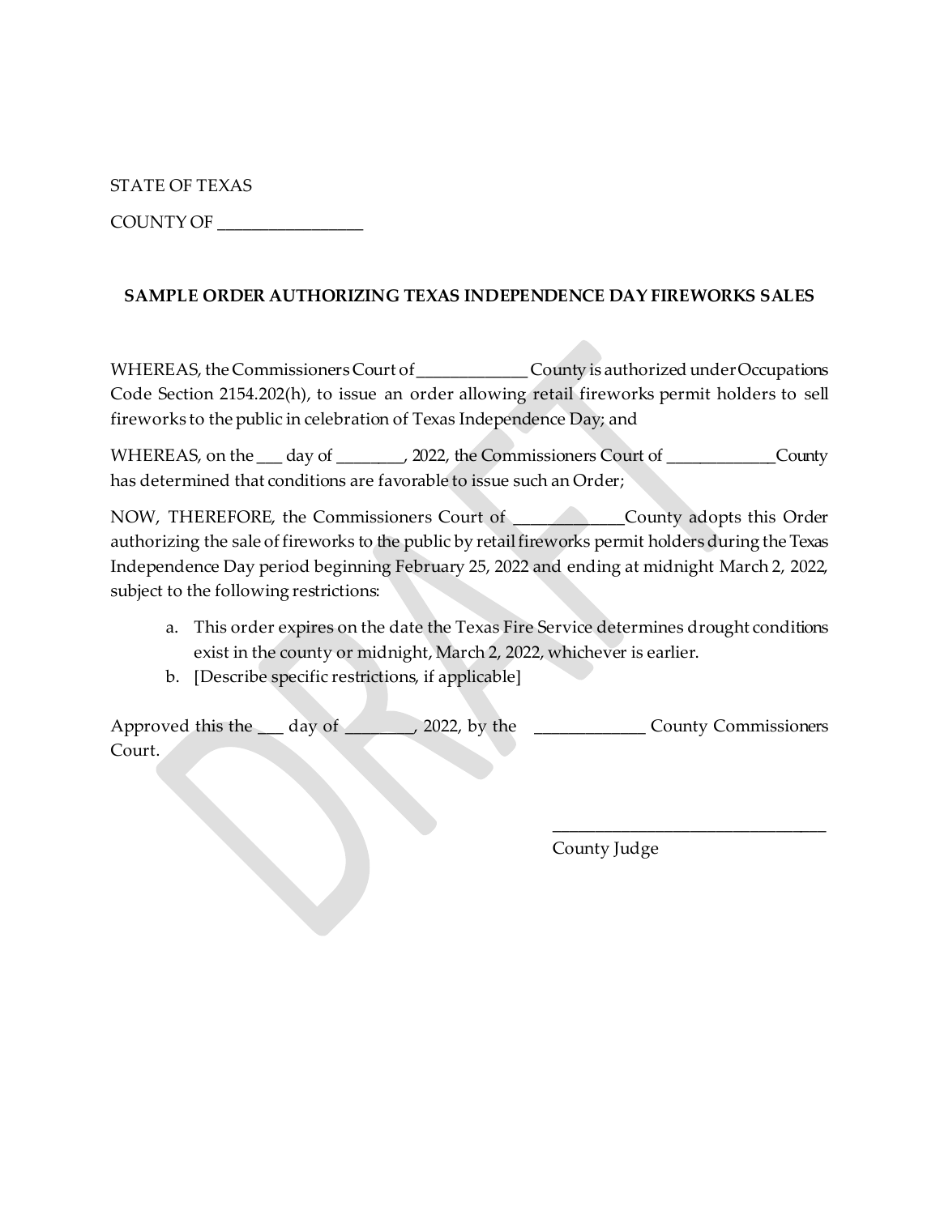STATE OF TEXAS

COUNTY OF _________________

**SAMPLE ORDER AUTHORIZING TEXAS INDEPENDENCE DAY FIREWORKS SALES**

WHEREAS, the Commissioners Court of _____________ County is authorized under Occupations Code Section 2154.202(h), to issue an order allowing retail fireworks permit holders to sell fireworks to the public in celebration of Texas Independence Day; and

WHEREAS, on the ___ day of ________, 2022, the Commissioners Court of _____________County has determined that conditions are favorable to issue such an Order;

NOW, THEREFORE, the Commissioners Court of _____________County adopts this Order authorizing the sale of fireworks to the public by retail fireworks permit holders during the Texas Independence Day period beginning February 25, 2022 and ending at midnight March 2, 2022, subject to the following restrictions:

a. This order expires on the date the Texas Fire Service determines drought conditions exist in the county or midnight, March 2, 2022, whichever is earlier.
b. [Describe specific restrictions, if applicable]

Approved this the ___ day of ________, 2022, by the _____________ County Commissioners Court.

_________________________________

County Judge

DRAFT